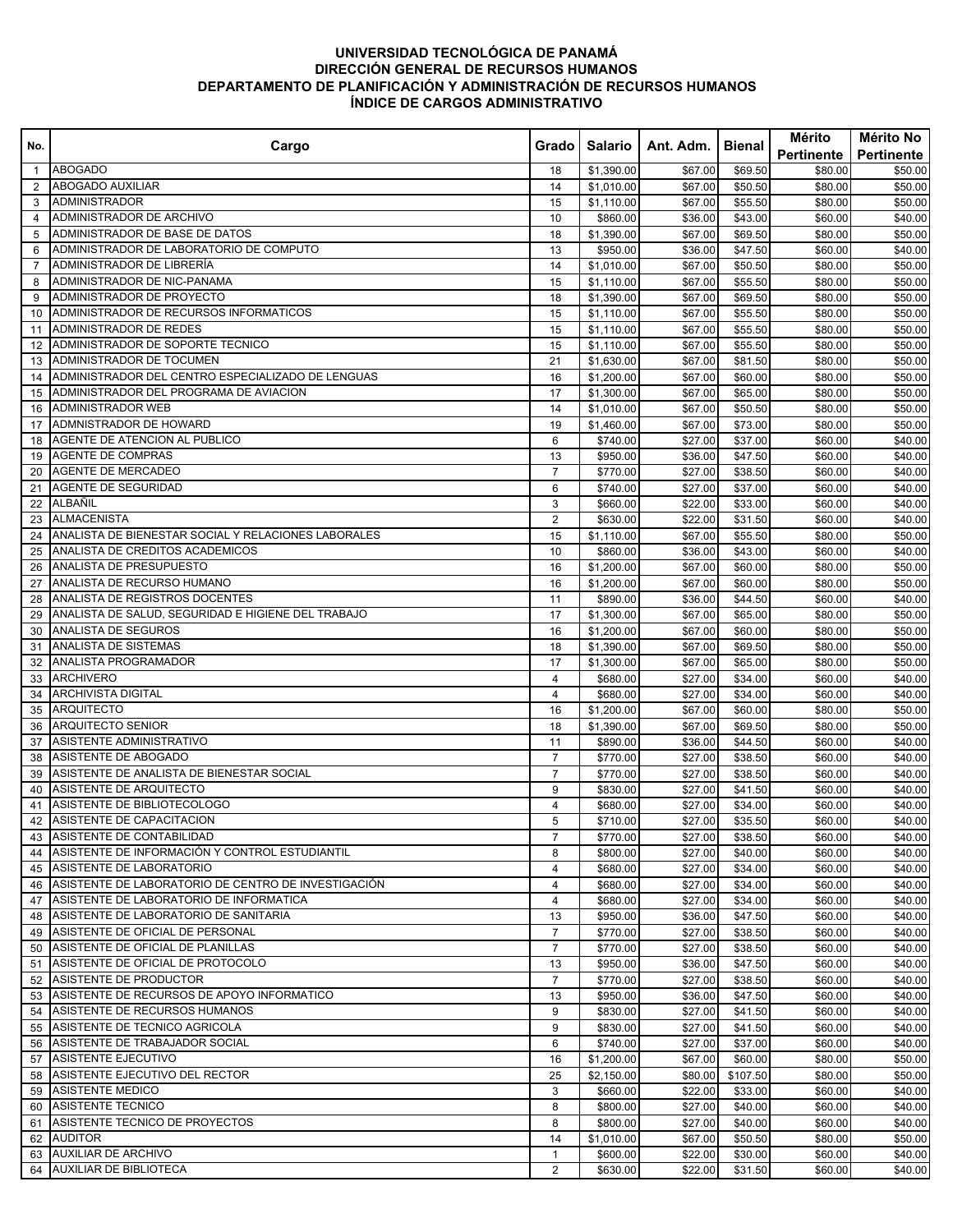**UNIVERSIDAD TECNOLÓGICA DE PANAMÁ**
**DIRECCIÓN GENERAL DE RECURSOS HUMANOS**
**DEPARTAMENTO DE PLANIFICACIÓN Y ADMINISTRACIÓN DE RECURSOS HUMANOS**
**ÍNDICE DE CARGOS ADMINISTRATIVO**

| No. | Cargo | Grado | Salario | Ant. Adm. | Bienal | Mérito Pertinente | Mérito No Pertinente |
|---|---|---|---|---|---|---|---|
| 1 | ABOGADO | 18 | $1,390.00 | $67.00 | $69.50 | $80.00 | $50.00 |
| 2 | ABOGADO AUXILIAR | 14 | $1,010.00 | $67.00 | $50.50 | $80.00 | $50.00 |
| 3 | ADMINISTRADOR | 15 | $1,110.00 | $67.00 | $55.50 | $80.00 | $50.00 |
| 4 | ADMINISTRADOR DE ARCHIVO | 10 | $860.00 | $36.00 | $43.00 | $60.00 | $40.00 |
| 5 | ADMINISTRADOR DE BASE DE DATOS | 18 | $1,390.00 | $67.00 | $69.50 | $80.00 | $50.00 |
| 6 | ADMINISTRADOR DE LABORATORIO DE COMPUTO | 13 | $950.00 | $36.00 | $47.50 | $60.00 | $40.00 |
| 7 | ADMINISTRADOR DE LIBRERÍA | 14 | $1,010.00 | $67.00 | $50.50 | $80.00 | $50.00 |
| 8 | ADMINISTRADOR DE NIC-PANAMA | 15 | $1,110.00 | $67.00 | $55.50 | $80.00 | $50.00 |
| 9 | ADMINISTRADOR DE PROYECTO | 18 | $1,390.00 | $67.00 | $69.50 | $80.00 | $50.00 |
| 10 | ADMINISTRADOR DE RECURSOS INFORMATICOS | 15 | $1,110.00 | $67.00 | $55.50 | $80.00 | $50.00 |
| 11 | ADMINISTRADOR DE REDES | 15 | $1,110.00 | $67.00 | $55.50 | $80.00 | $50.00 |
| 12 | ADMINISTRADOR DE SOPORTE TECNICO | 15 | $1,110.00 | $67.00 | $55.50 | $80.00 | $50.00 |
| 13 | ADMINISTRADOR DE TOCUMEN | 21 | $1,630.00 | $67.00 | $81.50 | $80.00 | $50.00 |
| 14 | ADMINISTRADOR DEL CENTRO ESPECIALIZADO DE LENGUAS | 16 | $1,200.00 | $67.00 | $60.00 | $80.00 | $50.00 |
| 15 | ADMINISTRADOR DEL PROGRAMA DE AVIACION | 17 | $1,300.00 | $67.00 | $65.00 | $80.00 | $50.00 |
| 16 | ADMINISTRADOR WEB | 14 | $1,010.00 | $67.00 | $50.50 | $80.00 | $50.00 |
| 17 | ADMNISTRADOR DE HOWARD | 19 | $1,460.00 | $67.00 | $73.00 | $80.00 | $50.00 |
| 18 | AGENTE DE ATENCION AL PUBLICO | 6 | $740.00 | $27.00 | $37.00 | $60.00 | $40.00 |
| 19 | AGENTE DE COMPRAS | 13 | $950.00 | $36.00 | $47.50 | $60.00 | $40.00 |
| 20 | AGENTE DE MERCADEO | 7 | $770.00 | $27.00 | $38.50 | $60.00 | $40.00 |
| 21 | AGENTE DE SEGURIDAD | 6 | $740.00 | $27.00 | $37.00 | $60.00 | $40.00 |
| 22 | ALBAÑIL | 3 | $660.00 | $22.00 | $33.00 | $60.00 | $40.00 |
| 23 | ALMACENISTA | 2 | $630.00 | $22.00 | $31.50 | $60.00 | $40.00 |
| 24 | ANALISTA DE BIENESTAR SOCIAL Y RELACIONES LABORALES | 15 | $1,110.00 | $67.00 | $55.50 | $80.00 | $50.00 |
| 25 | ANALISTA DE CREDITOS ACADEMICOS | 10 | $860.00 | $36.00 | $43.00 | $60.00 | $40.00 |
| 26 | ANALISTA DE PRESUPUESTO | 16 | $1,200.00 | $67.00 | $60.00 | $80.00 | $50.00 |
| 27 | ANALISTA DE RECURSO HUMANO | 16 | $1,200.00 | $67.00 | $60.00 | $80.00 | $50.00 |
| 28 | ANALISTA DE REGISTROS DOCENTES | 11 | $890.00 | $36.00 | $44.50 | $60.00 | $40.00 |
| 29 | ANALISTA DE SALUD, SEGURIDAD E HIGIENE DEL TRABAJO | 17 | $1,300.00 | $67.00 | $65.00 | $80.00 | $50.00 |
| 30 | ANALISTA DE SEGUROS | 16 | $1,200.00 | $67.00 | $60.00 | $80.00 | $50.00 |
| 31 | ANALISTA DE SISTEMAS | 18 | $1,390.00 | $67.00 | $69.50 | $80.00 | $50.00 |
| 32 | ANALISTA PROGRAMADOR | 17 | $1,300.00 | $67.00 | $65.00 | $80.00 | $50.00 |
| 33 | ARCHIVERO | 4 | $680.00 | $27.00 | $34.00 | $60.00 | $40.00 |
| 34 | ARCHIVISTA DIGITAL | 4 | $680.00 | $27.00 | $34.00 | $60.00 | $40.00 |
| 35 | ARQUITECTO | 16 | $1,200.00 | $67.00 | $60.00 | $80.00 | $50.00 |
| 36 | ARQUITECTO SENIOR | 18 | $1,390.00 | $67.00 | $69.50 | $80.00 | $50.00 |
| 37 | ASISTENTE ADMINISTRATIVO | 11 | $890.00 | $36.00 | $44.50 | $60.00 | $40.00 |
| 38 | ASISTENTE DE ABOGADO | 7 | $770.00 | $27.00 | $38.50 | $60.00 | $40.00 |
| 39 | ASISTENTE DE ANALISTA DE BIENESTAR SOCIAL | 7 | $770.00 | $27.00 | $38.50 | $60.00 | $40.00 |
| 40 | ASISTENTE DE ARQUITECTO | 9 | $830.00 | $27.00 | $41.50 | $60.00 | $40.00 |
| 41 | ASISTENTE DE BIBLIOTECOLOGO | 4 | $680.00 | $27.00 | $34.00 | $60.00 | $40.00 |
| 42 | ASISTENTE DE CAPACITACION | 5 | $710.00 | $27.00 | $35.50 | $60.00 | $40.00 |
| 43 | ASISTENTE DE CONTABILIDAD | 7 | $770.00 | $27.00 | $38.50 | $60.00 | $40.00 |
| 44 | ASISTENTE DE INFORMACIÓN Y CONTROL ESTUDIANTIL | 8 | $800.00 | $27.00 | $40.00 | $60.00 | $40.00 |
| 45 | ASISTENTE DE LABORATORIO | 4 | $680.00 | $27.00 | $34.00 | $60.00 | $40.00 |
| 46 | ASISTENTE DE LABORATORIO DE CENTRO DE INVESTIGACIÓN | 4 | $680.00 | $27.00 | $34.00 | $60.00 | $40.00 |
| 47 | ASISTENTE DE LABORATORIO DE INFORMATICA | 4 | $680.00 | $27.00 | $34.00 | $60.00 | $40.00 |
| 48 | ASISTENTE DE LABORATORIO DE SANITARIA | 13 | $950.00 | $36.00 | $47.50 | $60.00 | $40.00 |
| 49 | ASISTENTE DE OFICIAL DE PERSONAL | 7 | $770.00 | $27.00 | $38.50 | $60.00 | $40.00 |
| 50 | ASISTENTE DE OFICIAL DE PLANILLAS | 7 | $770.00 | $27.00 | $38.50 | $60.00 | $40.00 |
| 51 | ASISTENTE DE OFICIAL DE PROTOCOLO | 13 | $950.00 | $36.00 | $47.50 | $60.00 | $40.00 |
| 52 | ASISTENTE DE PRODUCTOR | 7 | $770.00 | $27.00 | $38.50 | $60.00 | $40.00 |
| 53 | ASISTENTE DE RECURSOS DE APOYO INFORMATICO | 13 | $950.00 | $36.00 | $47.50 | $60.00 | $40.00 |
| 54 | ASISTENTE DE RECURSOS HUMANOS | 9 | $830.00 | $27.00 | $41.50 | $60.00 | $40.00 |
| 55 | ASISTENTE DE TECNICO AGRICOLA | 9 | $830.00 | $27.00 | $41.50 | $60.00 | $40.00 |
| 56 | ASISTENTE DE TRABAJADOR SOCIAL | 6 | $740.00 | $27.00 | $37.00 | $60.00 | $40.00 |
| 57 | ASISTENTE EJECUTIVO | 16 | $1,200.00 | $67.00 | $60.00 | $80.00 | $50.00 |
| 58 | ASISTENTE EJECUTIVO DEL RECTOR | 25 | $2,150.00 | $80.00 | $107.50 | $80.00 | $50.00 |
| 59 | ASISTENTE MEDICO | 3 | $660.00 | $22.00 | $33.00 | $60.00 | $40.00 |
| 60 | ASISTENTE TECNICO | 8 | $800.00 | $27.00 | $40.00 | $60.00 | $40.00 |
| 61 | ASISTENTE TECNICO DE PROYECTOS | 8 | $800.00 | $27.00 | $40.00 | $60.00 | $40.00 |
| 62 | AUDITOR | 14 | $1,010.00 | $67.00 | $50.50 | $80.00 | $50.00 |
| 63 | AUXILIAR DE ARCHIVO | 1 | $600.00 | $22.00 | $30.00 | $60.00 | $40.00 |
| 64 | AUXILIAR DE BIBLIOTECA | 2 | $630.00 | $22.00 | $31.50 | $60.00 | $40.00 |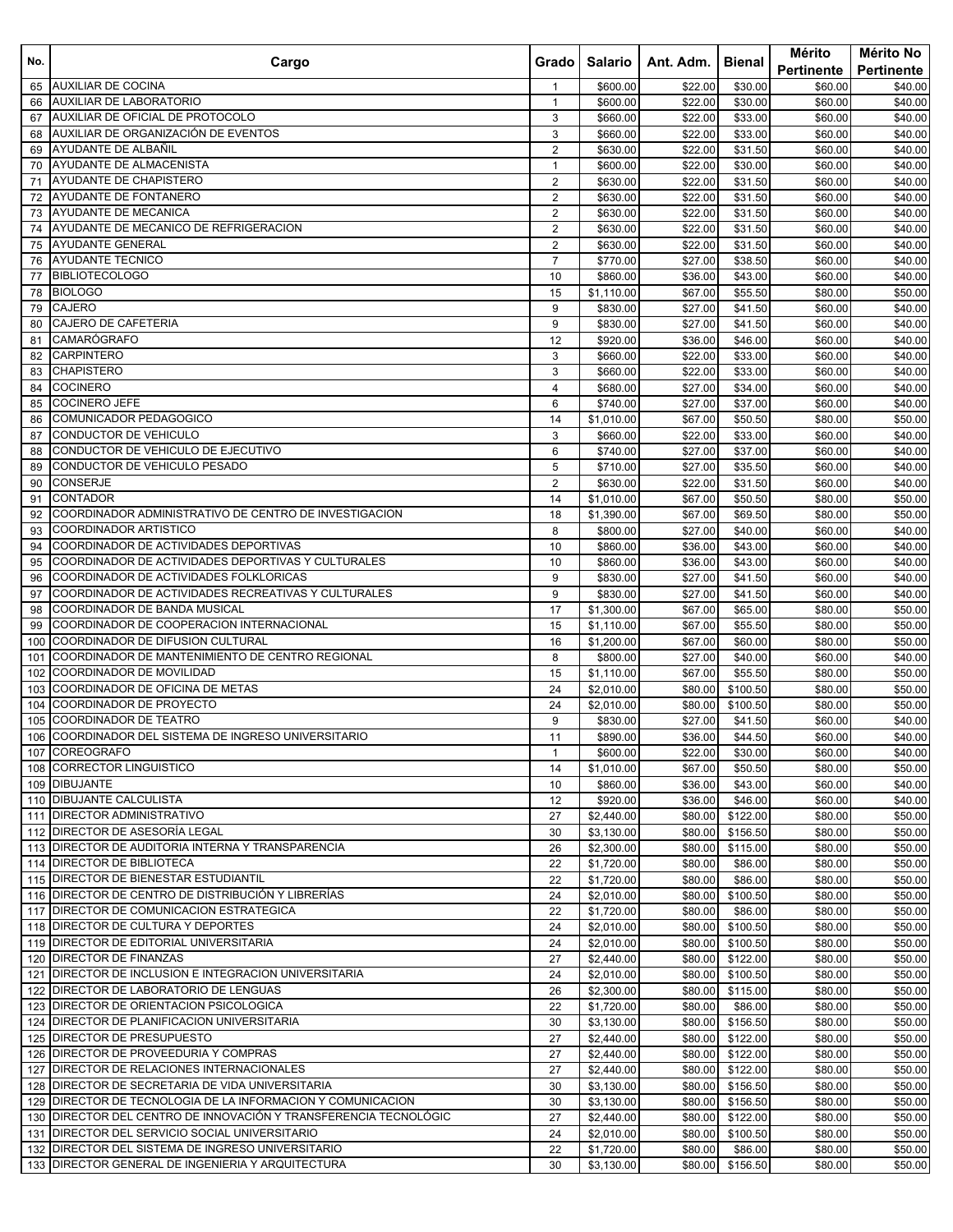| No. | Cargo | Grado | Salario | Ant. Adm. | Bienal | Mérito Pertinente | Mérito No Pertinente |
|---|---|---|---|---|---|---|---|
| 65 | AUXILIAR DE COCINA | 1 | $600.00 | $22.00 | $30.00 | $60.00 | $40.00 |
| 66 | AUXILIAR DE LABORATORIO | 1 | $600.00 | $22.00 | $30.00 | $60.00 | $40.00 |
| 67 | AUXILIAR DE OFICIAL DE PROTOCOLO | 3 | $660.00 | $22.00 | $33.00 | $60.00 | $40.00 |
| 68 | AUXILIAR DE ORGANIZACIÓN DE EVENTOS | 3 | $660.00 | $22.00 | $33.00 | $60.00 | $40.00 |
| 69 | AYUDANTE DE ALBAÑIL | 2 | $630.00 | $22.00 | $31.50 | $60.00 | $40.00 |
| 70 | AYUDANTE DE ALMACENISTA | 1 | $600.00 | $22.00 | $30.00 | $60.00 | $40.00 |
| 71 | AYUDANTE DE CHAPISTERO | 2 | $630.00 | $22.00 | $31.50 | $60.00 | $40.00 |
| 72 | AYUDANTE DE FONTANERO | 2 | $630.00 | $22.00 | $31.50 | $60.00 | $40.00 |
| 73 | AYUDANTE DE MECANICA | 2 | $630.00 | $22.00 | $31.50 | $60.00 | $40.00 |
| 74 | AYUDANTE DE MECANICO DE REFRIGERACION | 2 | $630.00 | $22.00 | $31.50 | $60.00 | $40.00 |
| 75 | AYUDANTE GENERAL | 2 | $630.00 | $22.00 | $31.50 | $60.00 | $40.00 |
| 76 | AYUDANTE TECNICO | 7 | $770.00 | $27.00 | $38.50 | $60.00 | $40.00 |
| 77 | BIBLIOTECOLOGO | 10 | $860.00 | $36.00 | $43.00 | $60.00 | $40.00 |
| 78 | BIOLOGO | 15 | $1,110.00 | $67.00 | $55.50 | $80.00 | $50.00 |
| 79 | CAJERO | 9 | $830.00 | $27.00 | $41.50 | $60.00 | $40.00 |
| 80 | CAJERO DE CAFETERIA | 9 | $830.00 | $27.00 | $41.50 | $60.00 | $40.00 |
| 81 | CAMARÓGRAFO | 12 | $920.00 | $36.00 | $46.00 | $60.00 | $40.00 |
| 82 | CARPINTERO | 3 | $660.00 | $22.00 | $33.00 | $60.00 | $40.00 |
| 83 | CHAPISTERO | 3 | $660.00 | $22.00 | $33.00 | $60.00 | $40.00 |
| 84 | COCINERO | 4 | $680.00 | $27.00 | $34.00 | $60.00 | $40.00 |
| 85 | COCINERO JEFE | 6 | $740.00 | $27.00 | $37.00 | $60.00 | $40.00 |
| 86 | COMUNICADOR PEDAGOGICO | 14 | $1,010.00 | $67.00 | $50.50 | $80.00 | $50.00 |
| 87 | CONDUCTOR DE VEHICULO | 3 | $660.00 | $22.00 | $33.00 | $60.00 | $40.00 |
| 88 | CONDUCTOR DE VEHICULO DE EJECUTIVO | 6 | $740.00 | $27.00 | $37.00 | $60.00 | $40.00 |
| 89 | CONDUCTOR DE VEHICULO PESADO | 5 | $710.00 | $27.00 | $35.50 | $60.00 | $40.00 |
| 90 | CONSERJE | 2 | $630.00 | $22.00 | $31.50 | $60.00 | $40.00 |
| 91 | CONTADOR | 14 | $1,010.00 | $67.00 | $50.50 | $80.00 | $50.00 |
| 92 | COORDINADOR ADMINISTRATIVO DE CENTRO DE INVESTIGACION | 18 | $1,390.00 | $67.00 | $69.50 | $80.00 | $50.00 |
| 93 | COORDINADOR ARTISTICO | 8 | $800.00 | $27.00 | $40.00 | $60.00 | $40.00 |
| 94 | COORDINADOR DE ACTIVIDADES DEPORTIVAS | 10 | $860.00 | $36.00 | $43.00 | $60.00 | $40.00 |
| 95 | COORDINADOR DE ACTIVIDADES DEPORTIVAS Y CULTURALES | 10 | $860.00 | $36.00 | $43.00 | $60.00 | $40.00 |
| 96 | COORDINADOR DE ACTIVIDADES FOLKLORICAS | 9 | $830.00 | $27.00 | $41.50 | $60.00 | $40.00 |
| 97 | COORDINADOR DE ACTIVIDADES RECREATIVAS Y CULTURALES | 9 | $830.00 | $27.00 | $41.50 | $60.00 | $40.00 |
| 98 | COORDINADOR DE BANDA MUSICAL | 17 | $1,300.00 | $67.00 | $65.00 | $80.00 | $50.00 |
| 99 | COORDINADOR DE COOPERACION INTERNACIONAL | 15 | $1,110.00 | $67.00 | $55.50 | $80.00 | $50.00 |
| 100 | COORDINADOR DE DIFUSION CULTURAL | 16 | $1,200.00 | $67.00 | $60.00 | $80.00 | $50.00 |
| 101 | COORDINADOR DE MANTENIMIENTO DE CENTRO REGIONAL | 8 | $800.00 | $27.00 | $40.00 | $60.00 | $40.00 |
| 102 | COORDINADOR DE MOVILIDAD | 15 | $1,110.00 | $67.00 | $55.50 | $80.00 | $50.00 |
| 103 | COORDINADOR DE OFICINA DE METAS | 24 | $2,010.00 | $80.00 | $100.50 | $80.00 | $50.00 |
| 104 | COORDINADOR DE PROYECTO | 24 | $2,010.00 | $80.00 | $100.50 | $80.00 | $50.00 |
| 105 | COORDINADOR DE TEATRO | 9 | $830.00 | $27.00 | $41.50 | $60.00 | $40.00 |
| 106 | COORDINADOR DEL SISTEMA DE INGRESO UNIVERSITARIO | 11 | $890.00 | $36.00 | $44.50 | $60.00 | $40.00 |
| 107 | COREOGRAFO | 1 | $600.00 | $22.00 | $30.00 | $60.00 | $40.00 |
| 108 | CORRECTOR LINGUISTICO | 14 | $1,010.00 | $67.00 | $50.50 | $80.00 | $50.00 |
| 109 | DIBUJANTE | 10 | $860.00 | $36.00 | $43.00 | $60.00 | $40.00 |
| 110 | DIBUJANTE CALCULISTA | 12 | $920.00 | $36.00 | $46.00 | $60.00 | $40.00 |
| 111 | DIRECTOR ADMINISTRATIVO | 27 | $2,440.00 | $80.00 | $122.00 | $80.00 | $50.00 |
| 112 | DIRECTOR DE ASESORÍA LEGAL | 30 | $3,130.00 | $80.00 | $156.50 | $80.00 | $50.00 |
| 113 | DIRECTOR DE AUDITORIA INTERNA Y TRANSPARENCIA | 26 | $2,300.00 | $80.00 | $115.00 | $80.00 | $50.00 |
| 114 | DIRECTOR DE BIBLIOTECA | 22 | $1,720.00 | $80.00 | $86.00 | $80.00 | $50.00 |
| 115 | DIRECTOR DE BIENESTAR ESTUDIANTIL | 22 | $1,720.00 | $80.00 | $86.00 | $80.00 | $50.00 |
| 116 | DIRECTOR DE CENTRO DE DISTRIBUCIÓN Y LIBRERÍAS | 24 | $2,010.00 | $80.00 | $100.50 | $80.00 | $50.00 |
| 117 | DIRECTOR DE COMUNICACION ESTRATEGICA | 22 | $1,720.00 | $80.00 | $86.00 | $80.00 | $50.00 |
| 118 | DIRECTOR DE CULTURA Y DEPORTES | 24 | $2,010.00 | $80.00 | $100.50 | $80.00 | $50.00 |
| 119 | DIRECTOR DE EDITORIAL UNIVERSITARIA | 24 | $2,010.00 | $80.00 | $100.50 | $80.00 | $50.00 |
| 120 | DIRECTOR DE FINANZAS | 27 | $2,440.00 | $80.00 | $122.00 | $80.00 | $50.00 |
| 121 | DIRECTOR DE INCLUSION E INTEGRACION UNIVERSITARIA | 24 | $2,010.00 | $80.00 | $100.50 | $80.00 | $50.00 |
| 122 | DIRECTOR DE LABORATORIO DE LENGUAS | 26 | $2,300.00 | $80.00 | $115.00 | $80.00 | $50.00 |
| 123 | DIRECTOR DE ORIENTACION PSICOLOGICA | 22 | $1,720.00 | $80.00 | $86.00 | $80.00 | $50.00 |
| 124 | DIRECTOR DE PLANIFICACION UNIVERSITARIA | 30 | $3,130.00 | $80.00 | $156.50 | $80.00 | $50.00 |
| 125 | DIRECTOR DE PRESUPUESTO | 27 | $2,440.00 | $80.00 | $122.00 | $80.00 | $50.00 |
| 126 | DIRECTOR DE PROVEEDURIA Y COMPRAS | 27 | $2,440.00 | $80.00 | $122.00 | $80.00 | $50.00 |
| 127 | DIRECTOR DE RELACIONES INTERNACIONALES | 27 | $2,440.00 | $80.00 | $122.00 | $80.00 | $50.00 |
| 128 | DIRECTOR DE SECRETARIA DE VIDA UNIVERSITARIA | 30 | $3,130.00 | $80.00 | $156.50 | $80.00 | $50.00 |
| 129 | DIRECTOR DE TECNOLOGIA DE LA INFORMACION Y COMUNICACION | 30 | $3,130.00 | $80.00 | $156.50 | $80.00 | $50.00 |
| 130 | DIRECTOR DEL CENTRO DE INNOVACIÓN Y TRANSFERENCIA TECNOLÓGIC | 27 | $2,440.00 | $80.00 | $122.00 | $80.00 | $50.00 |
| 131 | DIRECTOR DEL SERVICIO SOCIAL UNIVERSITARIO | 24 | $2,010.00 | $80.00 | $100.50 | $80.00 | $50.00 |
| 132 | DIRECTOR DEL SISTEMA DE INGRESO UNIVERSITARIO | 22 | $1,720.00 | $80.00 | $86.00 | $80.00 | $50.00 |
| 133 | DIRECTOR GENERAL DE INGENIERIA Y ARQUITECTURA | 30 | $3,130.00 | $80.00 | $156.50 | $80.00 | $50.00 |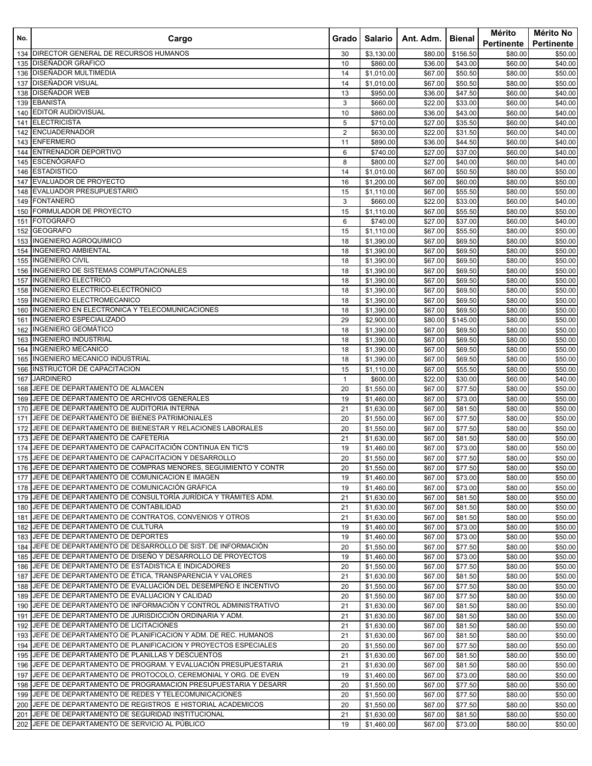| No. | Cargo | Grado | Salario | Ant. Adm. | Bienal | Mérito Pertinente | Mérito No Pertinente |
|---|---|---|---|---|---|---|---|
| 134 | DIRECTOR GENERAL DE RECURSOS HUMANOS | 30 | $3,130.00 | $80.00 | $156.50 | $80.00 | $50.00 |
| 135 | DISEÑADOR GRAFICO | 10 | $860.00 | $36.00 | $43.00 | $60.00 | $40.00 |
| 136 | DISEÑADOR MULTIMEDIA | 14 | $1,010.00 | $67.00 | $50.50 | $80.00 | $50.00 |
| 137 | DISEÑADOR VISUAL | 14 | $1,010.00 | $67.00 | $50.50 | $80.00 | $50.00 |
| 138 | DISEÑADOR WEB | 13 | $950.00 | $36.00 | $47.50 | $60.00 | $40.00 |
| 139 | EBANISTA | 3 | $660.00 | $22.00 | $33.00 | $60.00 | $40.00 |
| 140 | EDITOR AUDIOVISUAL | 10 | $860.00 | $36.00 | $43.00 | $60.00 | $40.00 |
| 141 | ELECTRICISTA | 5 | $710.00 | $27.00 | $35.50 | $60.00 | $40.00 |
| 142 | ENCUADERNADOR | 2 | $630.00 | $22.00 | $31.50 | $60.00 | $40.00 |
| 143 | ENFERMERO | 11 | $890.00 | $36.00 | $44.50 | $60.00 | $40.00 |
| 144 | ENTRENADOR DEPORTIVO | 6 | $740.00 | $27.00 | $37.00 | $60.00 | $40.00 |
| 145 | ESCENÓGRAFO | 8 | $800.00 | $27.00 | $40.00 | $60.00 | $40.00 |
| 146 | ESTADISTICO | 14 | $1,010.00 | $67.00 | $50.50 | $80.00 | $50.00 |
| 147 | EVALUADOR DE PROYECTO | 16 | $1,200.00 | $67.00 | $60.00 | $80.00 | $50.00 |
| 148 | EVALUADOR PRESUPUESTARIO | 15 | $1,110.00 | $67.00 | $55.50 | $80.00 | $50.00 |
| 149 | FONTANERO | 3 | $660.00 | $22.00 | $33.00 | $60.00 | $40.00 |
| 150 | FORMULADOR DE PROYECTO | 15 | $1,110.00 | $67.00 | $55.50 | $80.00 | $50.00 |
| 151 | FOTOGRAFO | 6 | $740.00 | $27.00 | $37.00 | $60.00 | $40.00 |
| 152 | GEOGRAFO | 15 | $1,110.00 | $67.00 | $55.50 | $80.00 | $50.00 |
| 153 | INGENIERO AGROQUIMICO | 18 | $1,390.00 | $67.00 | $69.50 | $80.00 | $50.00 |
| 154 | INGENIERO AMBIENTAL | 18 | $1,390.00 | $67.00 | $69.50 | $80.00 | $50.00 |
| 155 | INGENIERO CIVIL | 18 | $1,390.00 | $67.00 | $69.50 | $80.00 | $50.00 |
| 156 | INGENIERO DE SISTEMAS COMPUTACIONALES | 18 | $1,390.00 | $67.00 | $69.50 | $80.00 | $50.00 |
| 157 | INGENIERO ELECTRICO | 18 | $1,390.00 | $67.00 | $69.50 | $80.00 | $50.00 |
| 158 | INGENIERO ELECTRICO-ELECTRONICO | 18 | $1,390.00 | $67.00 | $69.50 | $80.00 | $50.00 |
| 159 | INGENIERO ELECTROMECANICO | 18 | $1,390.00 | $67.00 | $69.50 | $80.00 | $50.00 |
| 160 | INGENIERO EN ELECTRONICA Y TELECOMUNICACIONES | 18 | $1,390.00 | $67.00 | $69.50 | $80.00 | $50.00 |
| 161 | INGENIERO ESPECIALIZADO | 29 | $2,900.00 | $80.00 | $145.00 | $80.00 | $50.00 |
| 162 | INGENIERO GEOMÁTICO | 18 | $1,390.00 | $67.00 | $69.50 | $80.00 | $50.00 |
| 163 | INGENIERO INDUSTRIAL | 18 | $1,390.00 | $67.00 | $69.50 | $80.00 | $50.00 |
| 164 | INGENIERO MECANICO | 18 | $1,390.00 | $67.00 | $69.50 | $80.00 | $50.00 |
| 165 | INGENIERO MECANICO INDUSTRIAL | 18 | $1,390.00 | $67.00 | $69.50 | $80.00 | $50.00 |
| 166 | INSTRUCTOR DE CAPACITACION | 15 | $1,110.00 | $67.00 | $55.50 | $80.00 | $50.00 |
| 167 | JARDINERO | 1 | $600.00 | $22.00 | $30.00 | $60.00 | $40.00 |
| 168 | JEFE DE DEPARTAMENTO DE ALMACEN | 20 | $1,550.00 | $67.00 | $77.50 | $80.00 | $50.00 |
| 169 | JEFE DE DEPARTAMENTO DE ARCHIVOS GENERALES | 19 | $1,460.00 | $67.00 | $73.00 | $80.00 | $50.00 |
| 170 | JEFE DE DEPARTAMENTO DE AUDITORIA INTERNA | 21 | $1,630.00 | $67.00 | $81.50 | $80.00 | $50.00 |
| 171 | JEFE DE DEPARTAMENTO DE BIENES PATRIMONIALES | 20 | $1,550.00 | $67.00 | $77.50 | $80.00 | $50.00 |
| 172 | JEFE DE DEPARTAMENTO DE BIENESTAR Y RELACIONES LABORALES | 20 | $1,550.00 | $67.00 | $77.50 | $80.00 | $50.00 |
| 173 | JEFE DE DEPARTAMENTO DE CAFETERIA | 21 | $1,630.00 | $67.00 | $81.50 | $80.00 | $50.00 |
| 174 | JEFE DE DEPARTAMENTO DE CAPACITACIÓN CONTINUA EN TIC'S | 19 | $1,460.00 | $67.00 | $73.00 | $80.00 | $50.00 |
| 175 | JEFE DE DEPARTAMENTO DE CAPACITACION Y DESARROLLO | 20 | $1,550.00 | $67.00 | $77.50 | $80.00 | $50.00 |
| 176 | JEFE DE DEPARTAMENTO DE COMPRAS MENORES, SEGUIMIENTO Y CONTR | 20 | $1,550.00 | $67.00 | $77.50 | $80.00 | $50.00 |
| 177 | JEFE DE DEPARTAMENTO DE COMUNICACION E IMAGEN | 19 | $1,460.00 | $67.00 | $73.00 | $80.00 | $50.00 |
| 178 | JEFE DE DEPARTAMENTO DE COMUNICACIÓN GRÁFICA | 19 | $1,460.00 | $67.00 | $73.00 | $80.00 | $50.00 |
| 179 | JEFE DE DEPARTAMENTO DE CONSULTORÍA JURÍDICA Y TRÁMITES ADM. | 21 | $1,630.00 | $67.00 | $81.50 | $80.00 | $50.00 |
| 180 | JEFE DE DEPARTAMENTO DE CONTABILIDAD | 21 | $1,630.00 | $67.00 | $81.50 | $80.00 | $50.00 |
| 181 | JEFE DE DEPARTAMENTO DE CONTRATOS, CONVENIOS Y OTROS | 21 | $1,630.00 | $67.00 | $81.50 | $80.00 | $50.00 |
| 182 | JEFE DE DEPARTAMENTO DE CULTURA | 19 | $1,460.00 | $67.00 | $73.00 | $80.00 | $50.00 |
| 183 | JEFE DE DEPARTAMENTO DE DEPORTES | 19 | $1,460.00 | $67.00 | $73.00 | $80.00 | $50.00 |
| 184 | JEFE DE DEPARTAMENTO DE DESARROLLO DE SIST. DE INFORMACIÓN | 20 | $1,550.00 | $67.00 | $77.50 | $80.00 | $50.00 |
| 185 | JEFE DE DEPARTAMENTO DE DISEÑO Y DESARROLLO DE PROYECTOS | 19 | $1,460.00 | $67.00 | $73.00 | $80.00 | $50.00 |
| 186 | JEFE DE DEPARTAMENTO DE ESTADISTICA E INDICADORES | 20 | $1,550.00 | $67.00 | $77.50 | $80.00 | $50.00 |
| 187 | JEFE DE DEPARTAMENTO DE ÉTICA, TRANSPARENCIA Y VALORES | 21 | $1,630.00 | $67.00 | $81.50 | $80.00 | $50.00 |
| 188 | JEFE DE DEPARTAMENTO DE EVALUACIÓN DEL DESEMPEÑO E INCENTIVO | 20 | $1,550.00 | $67.00 | $77.50 | $80.00 | $50.00 |
| 189 | JEFE DE DEPARTAMENTO DE EVALUACION Y CALIDAD | 20 | $1,550.00 | $67.00 | $77.50 | $80.00 | $50.00 |
| 190 | JEFE DE DEPARTAMENTO DE INFORMACIÓN Y CONTROL ADMINISTRATIVO | 21 | $1,630.00 | $67.00 | $81.50 | $80.00 | $50.00 |
| 191 | JEFE DE DEPARTAMENTO DE JURISDICCIÓN ORDINARIA Y ADM. | 21 | $1,630.00 | $67.00 | $81.50 | $80.00 | $50.00 |
| 192 | JEFE DE DEPARTAMENTO DE LICITACIONES | 21 | $1,630.00 | $67.00 | $81.50 | $80.00 | $50.00 |
| 193 | JEFE DE DEPARTAMENTO DE PLANIFICACION Y ADM. DE REC. HUMANOS | 21 | $1,630.00 | $67.00 | $81.50 | $80.00 | $50.00 |
| 194 | JEFE DE DEPARTAMENTO DE PLANIFICACION Y PROYECTOS ESPECIALES | 20 | $1,550.00 | $67.00 | $77.50 | $80.00 | $50.00 |
| 195 | JEFE DE DEPARTAMENTO DE PLANILLAS Y DESCUENTOS | 21 | $1,630.00 | $67.00 | $81.50 | $80.00 | $50.00 |
| 196 | JEFE DE DEPARTAMENTO DE PROGRAM. Y EVALUACIÓN PRESUPUESTARIA | 21 | $1,630.00 | $67.00 | $81.50 | $80.00 | $50.00 |
| 197 | JEFE DE DEPARTAMENTO DE PROTOCOLO, CEREMONIAL Y ORG. DE EVEN | 19 | $1,460.00 | $67.00 | $73.00 | $80.00 | $50.00 |
| 198 | JEFE DE DEPARTAMENTO DE PROGRAMACION PRESUPUESTARIA Y DESARR | 20 | $1,550.00 | $67.00 | $77.50 | $80.00 | $50.00 |
| 199 | JEFE DE DEPARTAMENTO DE REDES Y TELECOMUNICACIONES | 20 | $1,550.00 | $67.00 | $77.50 | $80.00 | $50.00 |
| 200 | JEFE DE DEPARTAMENTO DE REGISTROS E HISTORIAL ACADEMICOS | 20 | $1,550.00 | $67.00 | $77.50 | $80.00 | $50.00 |
| 201 | JEFE DE DEPARTAMENTO DE SEGURIDAD INSTITUCIONAL | 21 | $1,630.00 | $67.00 | $81.50 | $80.00 | $50.00 |
| 202 | JEFE DE DEPARTAMENTO DE SERVICIO AL PÚBLICO | 19 | $1,460.00 | $67.00 | $73.00 | $80.00 | $50.00 |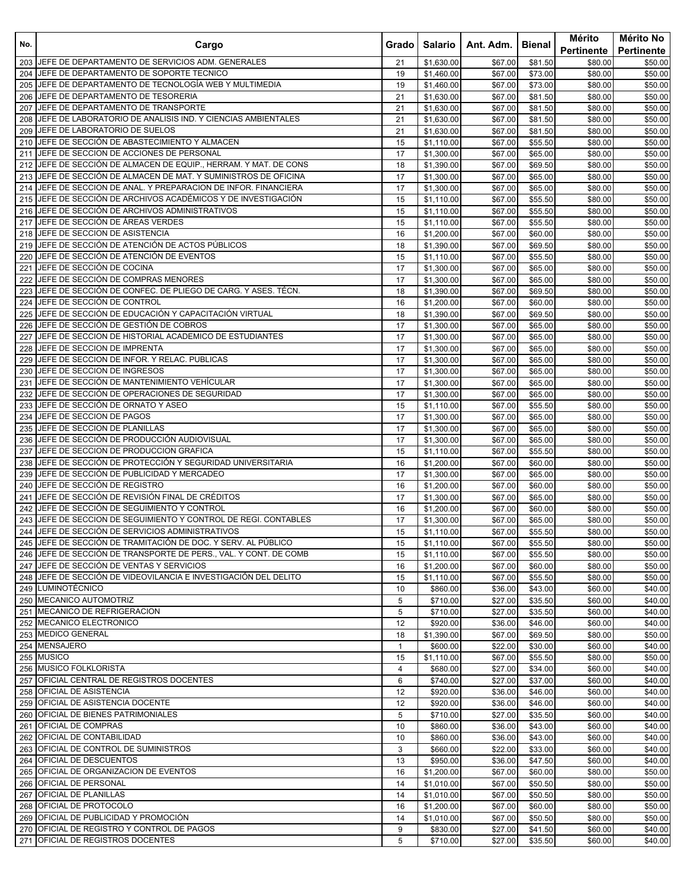| No. | Cargo | Grado | Salario | Ant. Adm. | Bienal | Mérito Pertinente | Mérito No Pertinente |
|---|---|---|---|---|---|---|---|
| 203 | JEFE DE DEPARTAMENTO DE SERVICIOS ADM. GENERALES | 21 | $1,630.00 | $67.00 | $81.50 | $80.00 | $50.00 |
| 204 | JEFE DE DEPARTAMENTO DE SOPORTE TECNICO | 19 | $1,460.00 | $67.00 | $73.00 | $80.00 | $50.00 |
| 205 | JEFE DE DEPARTAMENTO DE TECNOLOGÍA WEB Y MULTIMEDIA | 19 | $1,460.00 | $67.00 | $73.00 | $80.00 | $50.00 |
| 206 | JEFE DE DEPARTAMENTO DE TESORERIA | 21 | $1,630.00 | $67.00 | $81.50 | $80.00 | $50.00 |
| 207 | JEFE DE DEPARTAMENTO DE TRANSPORTE | 21 | $1,630.00 | $67.00 | $81.50 | $80.00 | $50.00 |
| 208 | JEFE DE LABORATORIO DE ANALISIS IND. Y CIENCIAS AMBIENTALES | 21 | $1,630.00 | $67.00 | $81.50 | $80.00 | $50.00 |
| 209 | JEFE DE LABORATORIO DE SUELOS | 21 | $1,630.00 | $67.00 | $81.50 | $80.00 | $50.00 |
| 210 | JEFE DE SECCIÓN DE ABASTECIMIENTO Y ALMACEN | 15 | $1,110.00 | $67.00 | $55.50 | $80.00 | $50.00 |
| 211 | JEFE DE SECCION DE ACCIONES DE PERSONAL | 17 | $1,300.00 | $67.00 | $65.00 | $80.00 | $50.00 |
| 212 | JEFE DE SECCIÓN DE ALMACEN DE EQUIP., HERRAM. Y MAT. DE CONS | 18 | $1,390.00 | $67.00 | $69.50 | $80.00 | $50.00 |
| 213 | JEFE DE SECCIÓN DE ALMACEN DE MAT. Y SUMINISTROS DE OFICINA | 17 | $1,300.00 | $67.00 | $65.00 | $80.00 | $50.00 |
| 214 | JEFE DE SECCION DE ANAL. Y PREPARACION DE INFOR. FINANCIERA | 17 | $1,300.00 | $67.00 | $65.00 | $80.00 | $50.00 |
| 215 | JEFE DE SECCIÓN DE ARCHIVOS ACADÉMICOS Y DE INVESTIGACIÓN | 15 | $1,110.00 | $67.00 | $55.50 | $80.00 | $50.00 |
| 216 | JEFE DE SECCIÓN DE ARCHIVOS ADMINISTRATIVOS | 15 | $1,110.00 | $67.00 | $55.50 | $80.00 | $50.00 |
| 217 | JEFE DE SECCIÓN DE ÁREAS VERDES | 15 | $1,110.00 | $67.00 | $55.50 | $80.00 | $50.00 |
| 218 | JEFE DE SECCION DE ASISTENCIA | 16 | $1,200.00 | $67.00 | $60.00 | $80.00 | $50.00 |
| 219 | JEFE DE SECCIÓN DE ATENCIÓN DE ACTOS PÚBLICOS | 18 | $1,390.00 | $67.00 | $69.50 | $80.00 | $50.00 |
| 220 | JEFE DE SECCIÓN DE ATENCIÓN DE EVENTOS | 15 | $1,110.00 | $67.00 | $55.50 | $80.00 | $50.00 |
| 221 | JEFE DE SECCIÓN DE COCINA | 17 | $1,300.00 | $67.00 | $65.00 | $80.00 | $50.00 |
| 222 | JEFE DE SECCIÓN DE COMPRAS MENORES | 17 | $1,300.00 | $67.00 | $65.00 | $80.00 | $50.00 |
| 223 | JEFE DE SECCIÓN DE CONFEC. DE PLIEGO DE CARG. Y ASES. TÉCN. | 18 | $1,390.00 | $67.00 | $69.50 | $80.00 | $50.00 |
| 224 | JEFE DE SECCIÓN DE CONTROL | 16 | $1,200.00 | $67.00 | $60.00 | $80.00 | $50.00 |
| 225 | JEFE DE SECCIÓN DE EDUCACIÓN Y CAPACITACIÓN VIRTUAL | 18 | $1,390.00 | $67.00 | $69.50 | $80.00 | $50.00 |
| 226 | JEFE DE SECCIÓN DE GESTIÓN DE COBROS | 17 | $1,300.00 | $67.00 | $65.00 | $80.00 | $50.00 |
| 227 | JEFE DE SECCION DE HISTORIAL ACADEMICO DE ESTUDIANTES | 17 | $1,300.00 | $67.00 | $65.00 | $80.00 | $50.00 |
| 228 | JEFE DE SECCION DE IMPRENTA | 17 | $1,300.00 | $67.00 | $65.00 | $80.00 | $50.00 |
| 229 | JEFE DE SECCION DE INFOR. Y RELAC. PUBLICAS | 17 | $1,300.00 | $67.00 | $65.00 | $80.00 | $50.00 |
| 230 | JEFE DE SECCION DE INGRESOS | 17 | $1,300.00 | $67.00 | $65.00 | $80.00 | $50.00 |
| 231 | JEFE DE SECCIÓN DE MANTENIMIENTO VEHÍCULAR | 17 | $1,300.00 | $67.00 | $65.00 | $80.00 | $50.00 |
| 232 | JEFE DE SECCIÓN DE OPERACIONES DE SEGURIDAD | 17 | $1,300.00 | $67.00 | $65.00 | $80.00 | $50.00 |
| 233 | JEFE DE SECCIÓN DE ORNATO Y ASEO | 15 | $1,110.00 | $67.00 | $55.50 | $80.00 | $50.00 |
| 234 | JEFE DE SECCION DE PAGOS | 17 | $1,300.00 | $67.00 | $65.00 | $80.00 | $50.00 |
| 235 | JEFE DE SECCION DE PLANILLAS | 17 | $1,300.00 | $67.00 | $65.00 | $80.00 | $50.00 |
| 236 | JEFE DE SECCIÓN DE PRODUCCIÓN AUDIOVISUAL | 17 | $1,300.00 | $67.00 | $65.00 | $80.00 | $50.00 |
| 237 | JEFE DE SECCION DE PRODUCCION GRAFICA | 15 | $1,110.00 | $67.00 | $55.50 | $80.00 | $50.00 |
| 238 | JEFE DE SECCIÓN DE PROTECCIÓN Y SEGURIDAD UNIVERSITARIA | 16 | $1,200.00 | $67.00 | $60.00 | $80.00 | $50.00 |
| 239 | JEFE DE SECCIÓN DE PUBLICIDAD Y MERCADEO | 17 | $1,300.00 | $67.00 | $65.00 | $80.00 | $50.00 |
| 240 | JEFE DE SECCIÓN DE REGISTRO | 16 | $1,200.00 | $67.00 | $60.00 | $80.00 | $50.00 |
| 241 | JEFE DE SECCIÓN DE REVISIÓN FINAL DE CRÉDITOS | 17 | $1,300.00 | $67.00 | $65.00 | $80.00 | $50.00 |
| 242 | JEFE DE SECCIÓN DE SEGUIMIENTO Y CONTROL | 16 | $1,200.00 | $67.00 | $60.00 | $80.00 | $50.00 |
| 243 | JEFE DE SECCIÓN DE SEGUIMIENTO Y CONTROL DE REGI. CONTABLES | 17 | $1,300.00 | $67.00 | $65.00 | $80.00 | $50.00 |
| 244 | JEFE DE SECCIÓN DE SERVICIOS ADMINISTRATIVOS | 15 | $1,110.00 | $67.00 | $55.50 | $80.00 | $50.00 |
| 245 | JEFE DE SECCIÓN DE TRAMITACIÓN DE DOC. Y SERV. AL PÚBLICO | 15 | $1,110.00 | $67.00 | $55.50 | $80.00 | $50.00 |
| 246 | JEFE DE SECCIÓN DE TRANSPORTE DE PERS., VAL. Y CONT. DE COMB | 15 | $1,110.00 | $67.00 | $55.50 | $80.00 | $50.00 |
| 247 | JEFE DE SECCIÓN DE VENTAS Y SERVICIOS | 16 | $1,200.00 | $67.00 | $60.00 | $80.00 | $50.00 |
| 248 | JEFE DE SECCIÓN DE VIDEOVILANCIA E INVESTIGACIÓN DEL DELITO | 15 | $1,110.00 | $67.00 | $55.50 | $80.00 | $50.00 |
| 249 | LUMINOTÉCNICO | 10 | $860.00 | $36.00 | $43.00 | $60.00 | $40.00 |
| 250 | MECANICO AUTOMOTRIZ | 5 | $710.00 | $27.00 | $35.50 | $60.00 | $40.00 |
| 251 | MECANICO DE REFRIGERACION | 5 | $710.00 | $27.00 | $35.50 | $60.00 | $40.00 |
| 252 | MECANICO ELECTRONICO | 12 | $920.00 | $36.00 | $46.00 | $60.00 | $40.00 |
| 253 | MEDICO GENERAL | 18 | $1,390.00 | $67.00 | $69.50 | $80.00 | $50.00 |
| 254 | MENSAJERO | 1 | $600.00 | $22.00 | $30.00 | $60.00 | $40.00 |
| 255 | MUSICO | 15 | $1,110.00 | $67.00 | $55.50 | $80.00 | $50.00 |
| 256 | MUSICO FOLKLORISTA | 4 | $680.00 | $27.00 | $34.00 | $60.00 | $40.00 |
| 257 | OFICIAL CENTRAL DE REGISTROS DOCENTES | 6 | $740.00 | $27.00 | $37.00 | $60.00 | $40.00 |
| 258 | OFICIAL DE ASISTENCIA | 12 | $920.00 | $36.00 | $46.00 | $60.00 | $40.00 |
| 259 | OFICIAL DE ASISTENCIA DOCENTE | 12 | $920.00 | $36.00 | $46.00 | $60.00 | $40.00 |
| 260 | OFICIAL DE BIENES PATRIMONIALES | 5 | $710.00 | $27.00 | $35.50 | $60.00 | $40.00 |
| 261 | OFICIAL DE COMPRAS | 10 | $860.00 | $36.00 | $43.00 | $60.00 | $40.00 |
| 262 | OFICIAL DE CONTABILIDAD | 10 | $860.00 | $36.00 | $43.00 | $60.00 | $40.00 |
| 263 | OFICIAL DE CONTROL DE SUMINISTROS | 3 | $660.00 | $22.00 | $33.00 | $60.00 | $40.00 |
| 264 | OFICIAL DE DESCUENTOS | 13 | $950.00 | $36.00 | $47.50 | $60.00 | $40.00 |
| 265 | OFICIAL DE ORGANIZACION DE EVENTOS | 16 | $1,200.00 | $67.00 | $60.00 | $80.00 | $50.00 |
| 266 | OFICIAL DE PERSONAL | 14 | $1,010.00 | $67.00 | $50.50 | $80.00 | $50.00 |
| 267 | OFICIAL DE PLANILLAS | 14 | $1,010.00 | $67.00 | $50.50 | $80.00 | $50.00 |
| 268 | OFICIAL DE PROTOCOLO | 16 | $1,200.00 | $67.00 | $60.00 | $80.00 | $50.00 |
| 269 | OFICIAL DE PUBLICIDAD Y PROMOCIÓN | 14 | $1,010.00 | $67.00 | $50.50 | $80.00 | $50.00 |
| 270 | OFICIAL DE REGISTRO Y CONTROL DE PAGOS | 9 | $830.00 | $27.00 | $41.50 | $60.00 | $40.00 |
| 271 | OFICIAL DE REGISTROS DOCENTES | 5 | $710.00 | $27.00 | $35.50 | $60.00 | $40.00 |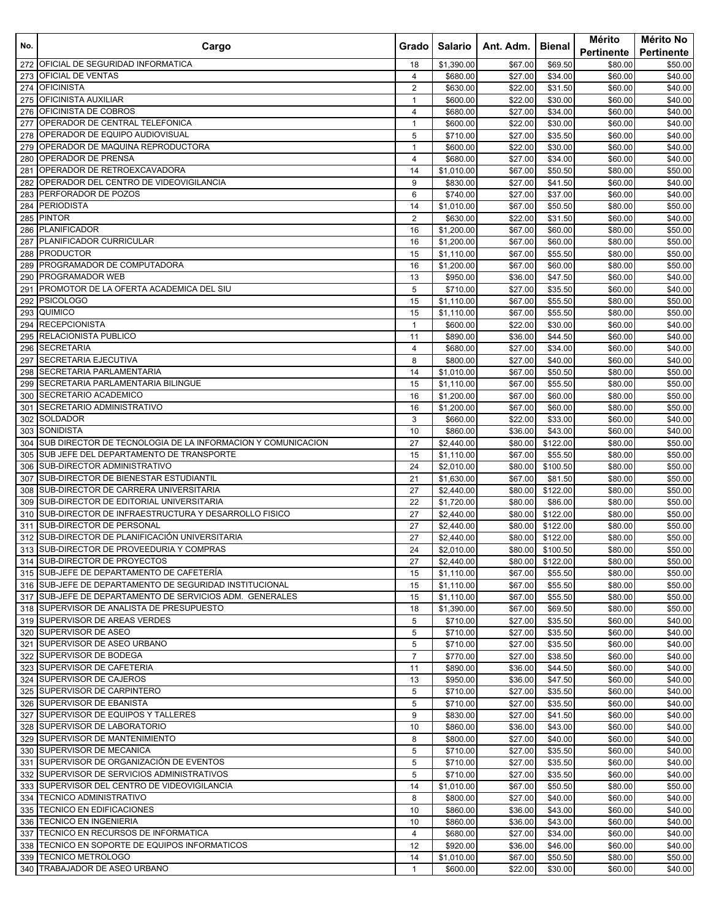| No. | Cargo | Grado | Salario | Ant. Adm. | Bienal | Mérito Pertinente | Mérito No Pertinente |
|---|---|---|---|---|---|---|---|
| 272 | OFICIAL DE SEGURIDAD INFORMATICA | 18 | $1,390.00 | $67.00 | $69.50 | $80.00 | $50.00 |
| 273 | OFICIAL DE VENTAS | 4 | $680.00 | $27.00 | $34.00 | $60.00 | $40.00 |
| 274 | OFICINISTA | 2 | $630.00 | $22.00 | $31.50 | $60.00 | $40.00 |
| 275 | OFICINISTA AUXILIAR | 1 | $600.00 | $22.00 | $30.00 | $60.00 | $40.00 |
| 276 | OFICINISTA DE COBROS | 4 | $680.00 | $27.00 | $34.00 | $60.00 | $40.00 |
| 277 | OPERADOR DE CENTRAL TELEFONICA | 1 | $600.00 | $22.00 | $30.00 | $60.00 | $40.00 |
| 278 | OPERADOR DE EQUIPO AUDIOVISUAL | 5 | $710.00 | $27.00 | $35.50 | $60.00 | $40.00 |
| 279 | OPERADOR DE MAQUINA REPRODUCTORA | 1 | $600.00 | $22.00 | $30.00 | $60.00 | $40.00 |
| 280 | OPERADOR DE PRENSA | 4 | $680.00 | $27.00 | $34.00 | $60.00 | $40.00 |
| 281 | OPERADOR DE RETROEXCAVADORA | 14 | $1,010.00 | $67.00 | $50.50 | $80.00 | $50.00 |
| 282 | OPERADOR DEL CENTRO DE VIDEOVIGILANCIA | 9 | $830.00 | $27.00 | $41.50 | $60.00 | $40.00 |
| 283 | PERFORADOR DE POZOS | 6 | $740.00 | $27.00 | $37.00 | $60.00 | $40.00 |
| 284 | PERIODISTA | 14 | $1,010.00 | $67.00 | $50.50 | $80.00 | $50.00 |
| 285 | PINTOR | 2 | $630.00 | $22.00 | $31.50 | $60.00 | $40.00 |
| 286 | PLANIFICADOR | 16 | $1,200.00 | $67.00 | $60.00 | $80.00 | $50.00 |
| 287 | PLANIFICADOR CURRICULAR | 16 | $1,200.00 | $67.00 | $60.00 | $80.00 | $50.00 |
| 288 | PRODUCTOR | 15 | $1,110.00 | $67.00 | $55.50 | $80.00 | $50.00 |
| 289 | PROGRAMADOR DE COMPUTADORA | 16 | $1,200.00 | $67.00 | $60.00 | $80.00 | $50.00 |
| 290 | PROGRAMADOR WEB | 13 | $950.00 | $36.00 | $47.50 | $60.00 | $40.00 |
| 291 | PROMOTOR DE LA OFERTA ACADEMICA DEL SIU | 5 | $710.00 | $27.00 | $35.50 | $60.00 | $40.00 |
| 292 | PSICOLOGO | 15 | $1,110.00 | $67.00 | $55.50 | $80.00 | $50.00 |
| 293 | QUIMICO | 15 | $1,110.00 | $67.00 | $55.50 | $80.00 | $50.00 |
| 294 | RECEPCIONISTA | 1 | $600.00 | $22.00 | $30.00 | $60.00 | $40.00 |
| 295 | RELACIONISTA PUBLICO | 11 | $890.00 | $36.00 | $44.50 | $60.00 | $40.00 |
| 296 | SECRETARIA | 4 | $680.00 | $27.00 | $34.00 | $60.00 | $40.00 |
| 297 | SECRETARIA EJECUTIVA | 8 | $800.00 | $27.00 | $40.00 | $60.00 | $40.00 |
| 298 | SECRETARIA PARLAMENTARIA | 14 | $1,010.00 | $67.00 | $50.50 | $80.00 | $50.00 |
| 299 | SECRETARIA PARLAMENTARIA BILINGUE | 15 | $1,110.00 | $67.00 | $55.50 | $80.00 | $50.00 |
| 300 | SECRETARIO ACADEMICO | 16 | $1,200.00 | $67.00 | $60.00 | $80.00 | $50.00 |
| 301 | SECRETARIO ADMINISTRATIVO | 16 | $1,200.00 | $67.00 | $60.00 | $80.00 | $50.00 |
| 302 | SOLDADOR | 3 | $660.00 | $22.00 | $33.00 | $60.00 | $40.00 |
| 303 | SONIDISTA | 10 | $860.00 | $36.00 | $43.00 | $60.00 | $40.00 |
| 304 | SUB DIRECTOR DE TECNOLOGIA DE LA INFORMACION Y COMUNICACION | 27 | $2,440.00 | $80.00 | $122.00 | $80.00 | $50.00 |
| 305 | SUB JEFE DEL DEPARTAMENTO DE TRANSPORTE | 15 | $1,110.00 | $67.00 | $55.50 | $80.00 | $50.00 |
| 306 | SUB-DIRECTOR ADMINISTRATIVO | 24 | $2,010.00 | $80.00 | $100.50 | $80.00 | $50.00 |
| 307 | SUB-DIRECTOR DE BIENESTAR ESTUDIANTIL | 21 | $1,630.00 | $67.00 | $81.50 | $80.00 | $50.00 |
| 308 | SUB-DIRECTOR DE CARRERA UNIVERSITARIA | 27 | $2,440.00 | $80.00 | $122.00 | $80.00 | $50.00 |
| 309 | SUB-DIRECTOR DE EDITORIAL UNIVERSITARIA | 22 | $1,720.00 | $80.00 | $86.00 | $80.00 | $50.00 |
| 310 | SUB-DIRECTOR DE INFRAESTRUCTURA Y DESARROLLO FISICO | 27 | $2,440.00 | $80.00 | $122.00 | $80.00 | $50.00 |
| 311 | SUB-DIRECTOR DE PERSONAL | 27 | $2,440.00 | $80.00 | $122.00 | $80.00 | $50.00 |
| 312 | SUB-DIRECTOR DE PLANIFICACIÓN UNIVERSITARIA | 27 | $2,440.00 | $80.00 | $122.00 | $80.00 | $50.00 |
| 313 | SUB-DIRECTOR DE PROVEEDURIA Y COMPRAS | 24 | $2,010.00 | $80.00 | $100.50 | $80.00 | $50.00 |
| 314 | SUB-DIRECTOR DE PROYECTOS | 27 | $2,440.00 | $80.00 | $122.00 | $80.00 | $50.00 |
| 315 | SUB-JEFE DE DEPARTAMENTO DE CAFETERÍA | 15 | $1,110.00 | $67.00 | $55.50 | $80.00 | $50.00 |
| 316 | SUB-JEFE DE DEPARTAMENTO DE SEGURIDAD INSTITUCIONAL | 15 | $1,110.00 | $67.00 | $55.50 | $80.00 | $50.00 |
| 317 | SUB-JEFE DE DEPARTAMENTO DE SERVICIOS ADM. GENERALES | 15 | $1,110.00 | $67.00 | $55.50 | $80.00 | $50.00 |
| 318 | SUPERVISOR DE ANALISTA DE PRESUPUESTO | 18 | $1,390.00 | $67.00 | $69.50 | $80.00 | $50.00 |
| 319 | SUPERVISOR DE AREAS VERDES | 5 | $710.00 | $27.00 | $35.50 | $60.00 | $40.00 |
| 320 | SUPERVISOR DE ASEO | 5 | $710.00 | $27.00 | $35.50 | $60.00 | $40.00 |
| 321 | SUPERVISOR DE ASEO URBANO | 5 | $710.00 | $27.00 | $35.50 | $60.00 | $40.00 |
| 322 | SUPERVISOR DE BODEGA | 7 | $770.00 | $27.00 | $38.50 | $60.00 | $40.00 |
| 323 | SUPERVISOR DE CAFETERIA | 11 | $890.00 | $36.00 | $44.50 | $60.00 | $40.00 |
| 324 | SUPERVISOR DE CAJEROS | 13 | $950.00 | $36.00 | $47.50 | $60.00 | $40.00 |
| 325 | SUPERVISOR DE CARPINTERO | 5 | $710.00 | $27.00 | $35.50 | $60.00 | $40.00 |
| 326 | SUPERVISOR DE EBANISTA | 5 | $710.00 | $27.00 | $35.50 | $60.00 | $40.00 |
| 327 | SUPERVISOR DE EQUIPOS Y TALLERES | 9 | $830.00 | $27.00 | $41.50 | $60.00 | $40.00 |
| 328 | SUPERVISOR DE LABORATORIO | 10 | $860.00 | $36.00 | $43.00 | $60.00 | $40.00 |
| 329 | SUPERVISOR DE MANTENIMIENTO | 8 | $800.00 | $27.00 | $40.00 | $60.00 | $40.00 |
| 330 | SUPERVISOR DE MECANICA | 5 | $710.00 | $27.00 | $35.50 | $60.00 | $40.00 |
| 331 | SUPERVISOR DE ORGANIZACIÓN DE EVENTOS | 5 | $710.00 | $27.00 | $35.50 | $60.00 | $40.00 |
| 332 | SUPERVISOR DE SERVICIOS ADMINISTRATIVOS | 5 | $710.00 | $27.00 | $35.50 | $60.00 | $40.00 |
| 333 | SUPERVISOR DEL CENTRO DE VIDEOVIGILANCIA | 14 | $1,010.00 | $67.00 | $50.50 | $80.00 | $50.00 |
| 334 | TECNICO ADMINISTRATIVO | 8 | $800.00 | $27.00 | $40.00 | $60.00 | $40.00 |
| 335 | TECNICO EN EDIFICACIONES | 10 | $860.00 | $36.00 | $43.00 | $60.00 | $40.00 |
| 336 | TECNICO EN INGENIERIA | 10 | $860.00 | $36.00 | $43.00 | $60.00 | $40.00 |
| 337 | TECNICO EN RECURSOS DE INFORMATICA | 4 | $680.00 | $27.00 | $34.00 | $60.00 | $40.00 |
| 338 | TECNICO EN SOPORTE DE EQUIPOS INFORMATICOS | 12 | $920.00 | $36.00 | $46.00 | $60.00 | $40.00 |
| 339 | TECNICO METROLOGO | 14 | $1,010.00 | $67.00 | $50.50 | $80.00 | $50.00 |
| 340 | TRABAJADOR DE ASEO URBANO | 1 | $600.00 | $22.00 | $30.00 | $60.00 | $40.00 |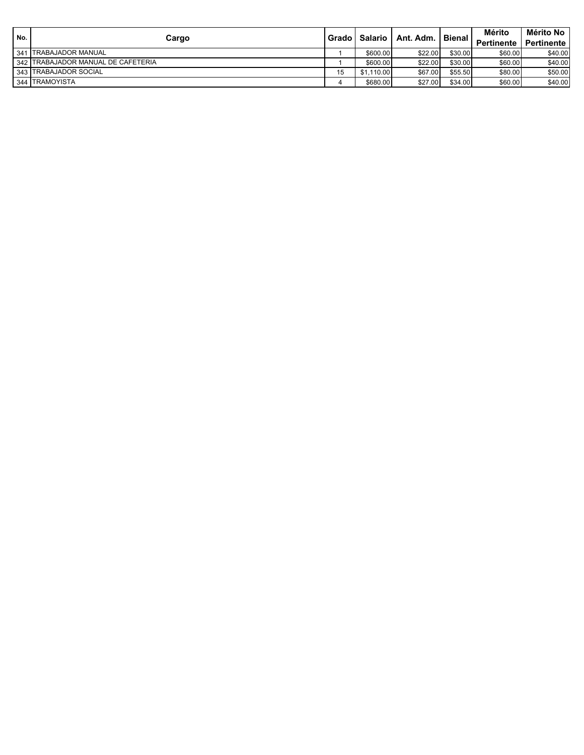| No. | Cargo | Grado | Salario | Ant. Adm. | Bienal | Mérito Pertinente | Mérito No Pertinente |
|---|---|---|---|---|---|---|---|
| 341 | TRABAJADOR MANUAL | 1 | $600.00 | $22.00 | $30.00 | $60.00 | $40.00 |
| 342 | TRABAJADOR MANUAL DE CAFETERIA | 1 | $600.00 | $22.00 | $30.00 | $60.00 | $40.00 |
| 343 | TRABAJADOR SOCIAL | 15 | $1,110.00 | $67.00 | $55.50 | $80.00 | $50.00 |
| 344 | TRAMOYISTA | 4 | $680.00 | $27.00 | $34.00 | $60.00 | $40.00 |